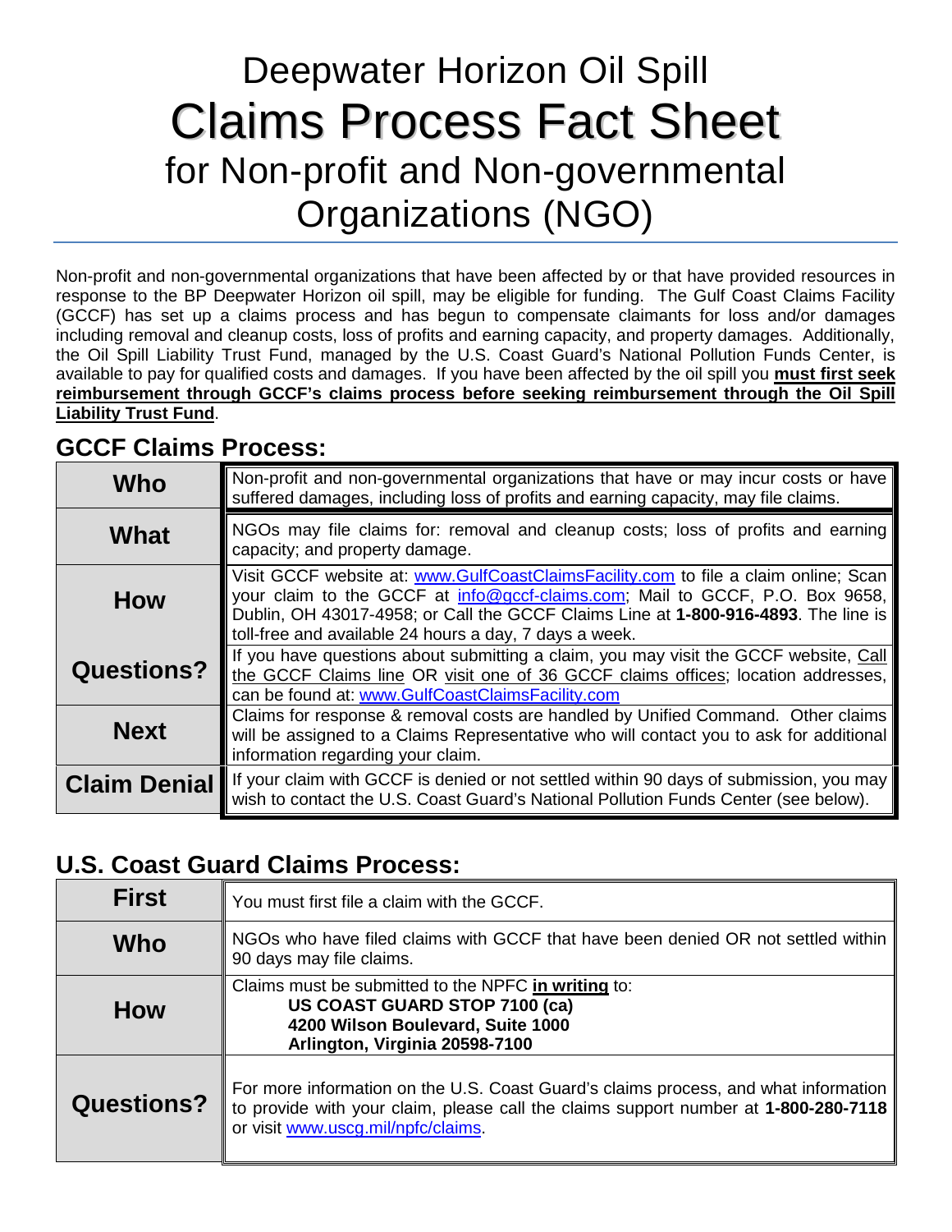# Deepwater Horizon Oil Spill
# Claims Process Fact Sheet
# for Non-profit and Non-governmental Organizations (NGO)

Non-profit and non-governmental organizations that have been affected by or that have provided resources in response to the BP Deepwater Horizon oil spill, may be eligible for funding. The Gulf Coast Claims Facility (GCCF) has set up a claims process and has begun to compensate claimants for loss and/or damages including removal and cleanup costs, loss of profits and earning capacity, and property damages. Additionally, the Oil Spill Liability Trust Fund, managed by the U.S. Coast Guard's National Pollution Funds Center, is available to pay for qualified costs and damages. If you have been affected by the oil spill you **must first seek reimbursement through GCCF's claims process before seeking reimbursement through the Oil Spill Liability Trust Fund**.

## GCCF Claims Process:

| | |
|---|---|
| **Who** | Non-profit and non-governmental organizations that have or may incur costs or have suffered damages, including loss of profits and earning capacity, may file claims. |
| **What** | NGOs may file claims for: removal and cleanup costs; loss of profits and earning capacity; and property damage. |
| **How** | Visit GCCF website at: www.GulfCoastClaimsFacility.com to file a claim online; Scan your claim to the GCCF at info@gccf-claims.com; Mail to GCCF, P.O. Box 9658, Dublin, OH 43017-4958; or Call the GCCF Claims Line at **1-800-916-4893**. The line is toll-free and available 24 hours a day, 7 days a week. |
| **Questions?** | If you have questions about submitting a claim, you may visit the GCCF website, Call the GCCF Claims line OR visit one of 36 GCCF claims offices; location addresses, can be found at: www.GulfCoastClaimsFacility.com |
| **Next** | Claims for response & removal costs are handled by Unified Command. Other claims will be assigned to a Claims Representative who will contact you to ask for additional information regarding your claim. |
| **Claim Denial** | If your claim with GCCF is denied or not settled within 90 days of submission, you may wish to contact the U.S. Coast Guard's National Pollution Funds Center (see below). |

## U.S. Coast Guard Claims Process:

| | |
|---|---|
| **First** | You must first file a claim with the GCCF. |
| **Who** | NGOs who have filed claims with GCCF that have been denied OR not settled within 90 days may file claims. |
| **How** | Claims must be submitted to the NPFC **in writing** to:<br>**US COAST GUARD STOP 7100 (ca)**<br>**4200 Wilson Boulevard, Suite 1000**<br>**Arlington, Virginia 20598-7100** |
| **Questions?** | For more information on the U.S. Coast Guard's claims process, and what information to provide with your claim, please call the claims support number at **1-800-280-7118** or visit www.uscg.mil/npfc/claims. |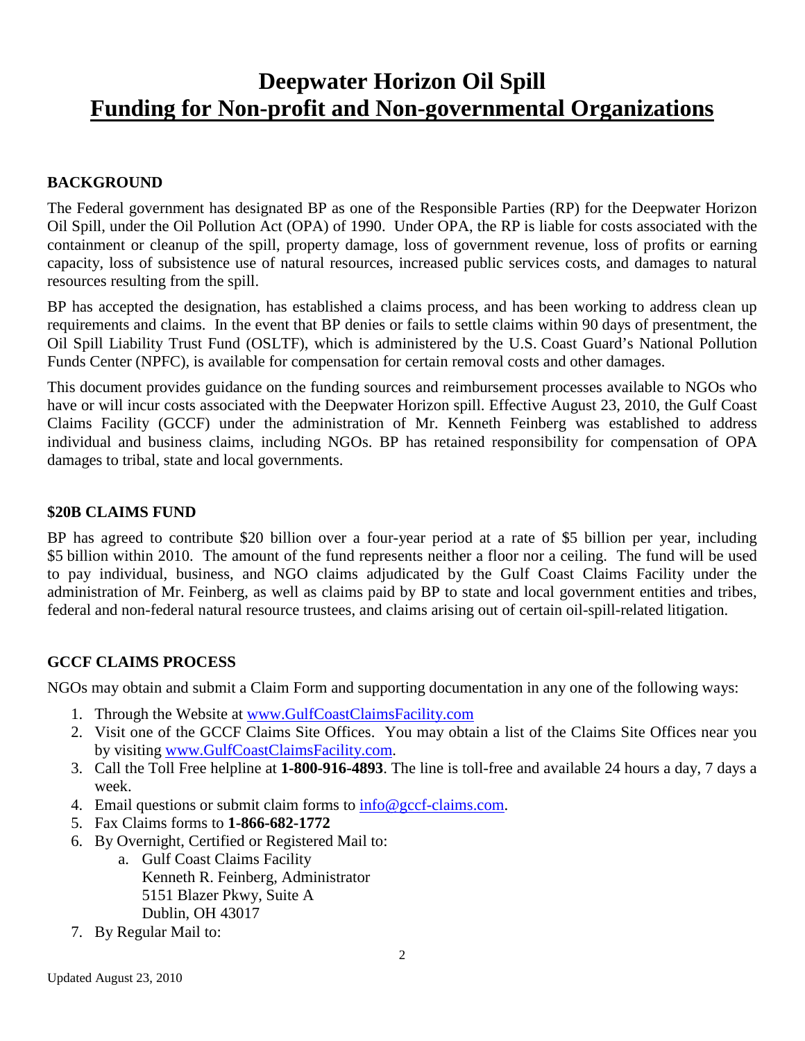# Deepwater Horizon Oil Spill

# Funding for Non-profit and Non-governmental Organizations

## BACKGROUND

The Federal government has designated BP as one of the Responsible Parties (RP) for the Deepwater Horizon Oil Spill, under the Oil Pollution Act (OPA) of 1990. Under OPA, the RP is liable for costs associated with the containment or cleanup of the spill, property damage, loss of government revenue, loss of profits or earning capacity, loss of subsistence use of natural resources, increased public services costs, and damages to natural resources resulting from the spill.

BP has accepted the designation, has established a claims process, and has been working to address clean up requirements and claims. In the event that BP denies or fails to settle claims within 90 days of presentment, the Oil Spill Liability Trust Fund (OSLTF), which is administered by the U.S. Coast Guard's National Pollution Funds Center (NPFC), is available for compensation for certain removal costs and other damages.

This document provides guidance on the funding sources and reimbursement processes available to NGOs who have or will incur costs associated with the Deepwater Horizon spill. Effective August 23, 2010, the Gulf Coast Claims Facility (GCCF) under the administration of Mr. Kenneth Feinberg was established to address individual and business claims, including NGOs. BP has retained responsibility for compensation of OPA damages to tribal, state and local governments.

## $20B CLAIMS FUND

BP has agreed to contribute $20 billion over a four-year period at a rate of $5 billion per year, including $5 billion within 2010. The amount of the fund represents neither a floor nor a ceiling. The fund will be used to pay individual, business, and NGO claims adjudicated by the Gulf Coast Claims Facility under the administration of Mr. Feinberg, as well as claims paid by BP to state and local government entities and tribes, federal and non-federal natural resource trustees, and claims arising out of certain oil-spill-related litigation.

## GCCF CLAIMS PROCESS

NGOs may obtain and submit a Claim Form and supporting documentation in any one of the following ways:

1. Through the Website at www.GulfCoastClaimsFacility.com
2. Visit one of the GCCF Claims Site Offices. You may obtain a list of the Claims Site Offices near you by visiting www.GulfCoastClaimsFacility.com.
3. Call the Toll Free helpline at **1-800-916-4893**. The line is toll-free and available 24 hours a day, 7 days a week.
4. Email questions or submit claim forms to info@gccf-claims.com.
5. Fax Claims forms to **1-866-682-1772**
6. By Overnight, Certified or Registered Mail to:
   a. Gulf Coast Claims Facility
      Kenneth R. Feinberg, Administrator
      5151 Blazer Pkwy, Suite A
      Dublin, OH 43017
7. By Regular Mail to:

Updated August 23, 2010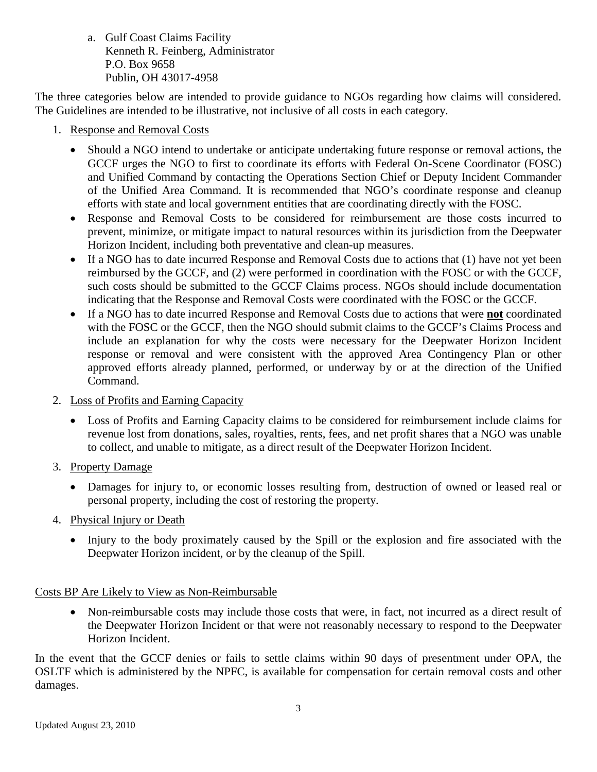a. Gulf Coast Claims Facility
   Kenneth R. Feinberg, Administrator
   P.O. Box 9658
   Publin, OH 43017-4958

The three categories below are intended to provide guidance to NGOs regarding how claims will considered. The Guidelines are intended to be illustrative, not inclusive of all costs in each category.

1. <u>Response and Removal Costs</u>

   - Should a NGO intend to undertake or anticipate undertaking future response or removal actions, the GCCF urges the NGO to first to coordinate its efforts with Federal On-Scene Coordinator (FOSC) and Unified Command by contacting the Operations Section Chief or Deputy Incident Commander of the Unified Area Command. It is recommended that NGO's coordinate response and cleanup efforts with state and local government entities that are coordinating directly with the FOSC.
   - Response and Removal Costs to be considered for reimbursement are those costs incurred to prevent, minimize, or mitigate impact to natural resources within its jurisdiction from the Deepwater Horizon Incident, including both preventative and clean-up measures.
   - If a NGO has to date incurred Response and Removal Costs due to actions that (1) have not yet been reimbursed by the GCCF, and (2) were performed in coordination with the FOSC or with the GCCF, such costs should be submitted to the GCCF Claims process. NGOs should include documentation indicating that the Response and Removal Costs were coordinated with the FOSC or the GCCF.
   - If a NGO has to date incurred Response and Removal Costs due to actions that were <u>**not**</u> coordinated with the FOSC or the GCCF, then the NGO should submit claims to the GCCF's Claims Process and include an explanation for why the costs were necessary for the Deepwater Horizon Incident response or removal and were consistent with the approved Area Contingency Plan or other approved efforts already planned, performed, or underway by or at the direction of the Unified Command.

2. <u>Loss of Profits and Earning Capacity</u>

   - Loss of Profits and Earning Capacity claims to be considered for reimbursement include claims for revenue lost from donations, sales, royalties, rents, fees, and net profit shares that a NGO was unable to collect, and unable to mitigate, as a direct result of the Deepwater Horizon Incident.

3. <u>Property Damage</u>

   - Damages for injury to, or economic losses resulting from, destruction of owned or leased real or personal property, including the cost of restoring the property.

4. <u>Physical Injury or Death</u>

   - Injury to the body proximately caused by the Spill or the explosion and fire associated with the Deepwater Horizon incident, or by the cleanup of the Spill.

<u>Costs BP Are Likely to View as Non-Reimbursable</u>

- Non-reimbursable costs may include those costs that were, in fact, not incurred as a direct result of the Deepwater Horizon Incident or that were not reasonably necessary to respond to the Deepwater Horizon Incident.

In the event that the GCCF denies or fails to settle claims within 90 days of presentment under OPA, the OSLTF which is administered by the NPFC, is available for compensation for certain removal costs and other damages.

Updated August 23, 2010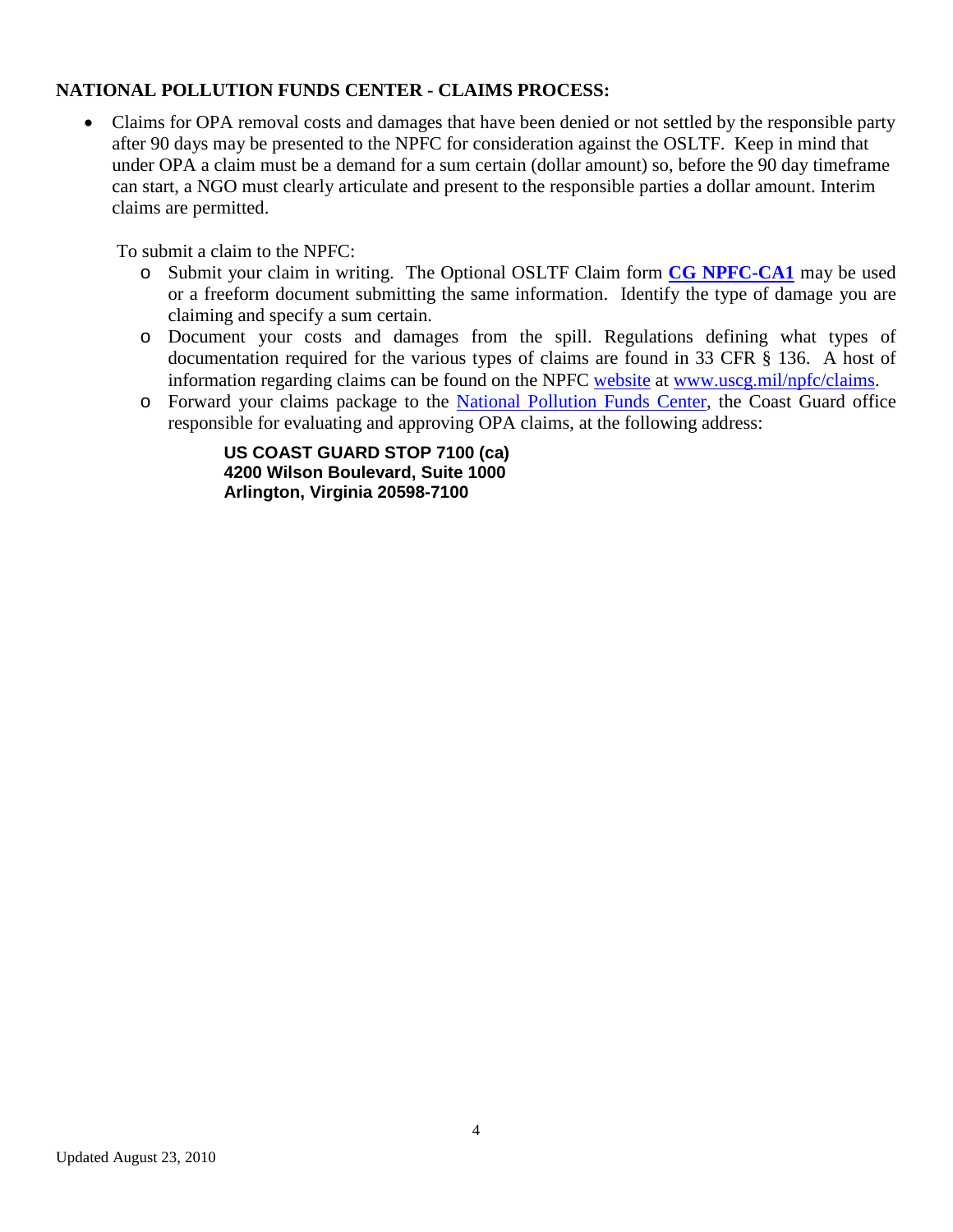**NATIONAL POLLUTION FUNDS CENTER - CLAIMS PROCESS:**

- Claims for OPA removal costs and damages that have been denied or not settled by the responsible party after 90 days may be presented to the NPFC for consideration against the OSLTF. Keep in mind that under OPA a claim must be a demand for a sum certain (dollar amount) so, before the 90 day timeframe can start, a NGO must clearly articulate and present to the responsible parties a dollar amount. Interim claims are permitted.

To submit a claim to the NPFC:

- Submit your claim in writing. The Optional OSLTF Claim form **CG NPFC-CA1** may be used or a freeform document submitting the same information. Identify the type of damage you are claiming and specify a sum certain.
- Document your costs and damages from the spill. Regulations defining what types of documentation required for the various types of claims are found in 33 CFR § 136. A host of information regarding claims can be found on the NPFC website at www.uscg.mil/npfc/claims.
- Forward your claims package to the National Pollution Funds Center, the Coast Guard office responsible for evaluating and approving OPA claims, at the following address:

  **US COAST GUARD STOP 7100 (ca)**
  **4200 Wilson Boulevard, Suite 1000**
  **Arlington, Virginia 20598-7100**

Updated August 23, 2010